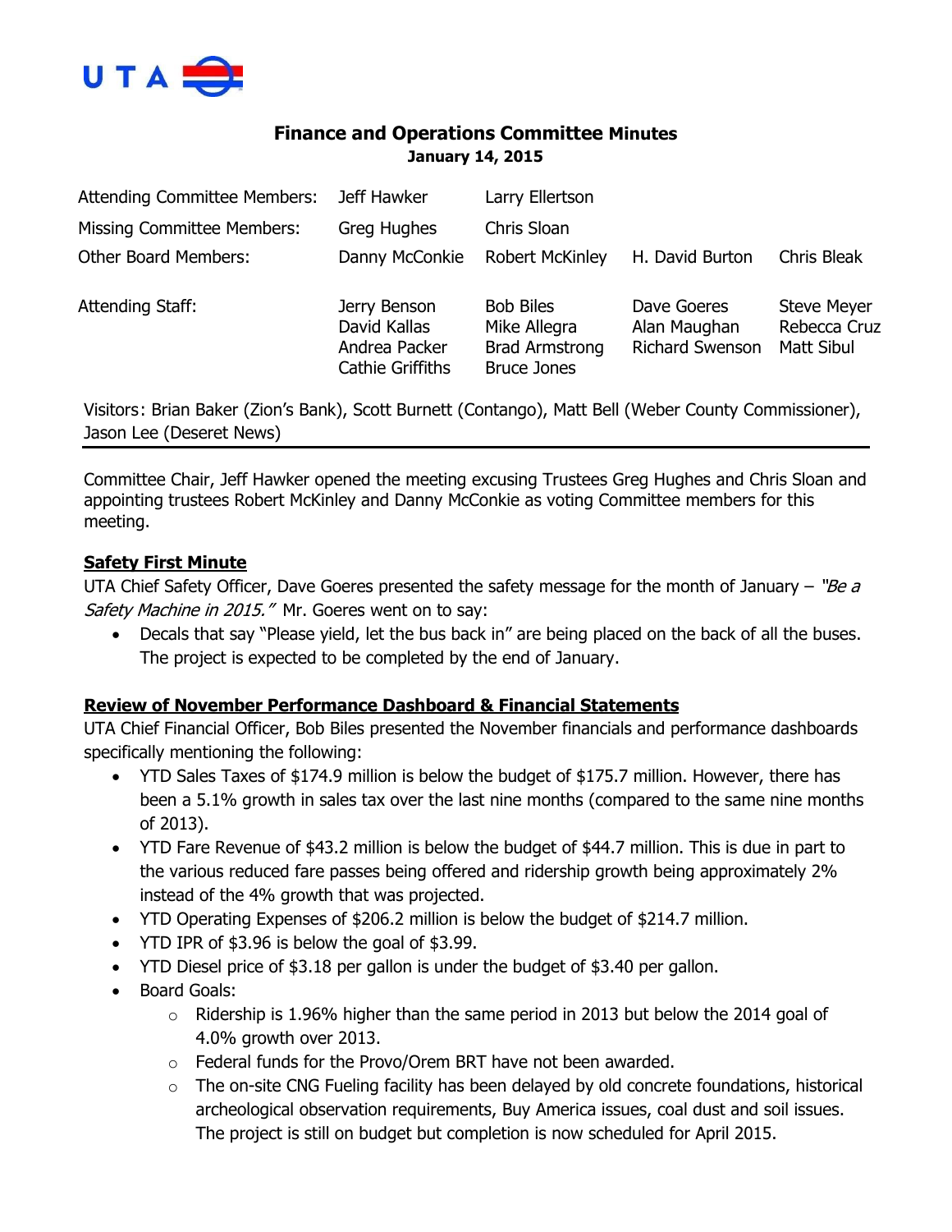# Finance and Operations Committee Minutes

**January 14, 2015**

| | | | | |
|---|---|---|---|---|
| Attending Committee Members: | Jeff Hawker | Larry Ellertson | | |
| Missing Committee Members: | Greg Hughes | Chris Sloan | | |
| Other Board Members: | Danny McConkie | Robert McKinley | H. David Burton | Chris Bleak |
| Attending Staff: | Jerry Benson<br>David Kallas<br>Andrea Packer<br>Cathie Griffiths | Bob Biles<br>Mike Allegra<br>Brad Armstrong<br>Bruce Jones | Dave Goeres<br>Alan Maughan<br>Richard Swenson | Steve Meyer<br>Rebecca Cruz<br>Matt Sibul |

Visitors: Brian Baker (Zion's Bank), Scott Burnett (Contango), Matt Bell (Weber County Commissioner), Jason Lee (Deseret News)

---

Committee Chair, Jeff Hawker opened the meeting excusing Trustees Greg Hughes and Chris Sloan and appointing trustees Robert McKinley and Danny McConkie as voting Committee members for this meeting.

**Safety First Minute**

UTA Chief Safety Officer, Dave Goeres presented the safety message for the month of January – *"Be a Safety Machine in 2015."* Mr. Goeres went on to say:

- Decals that say "Please yield, let the bus back in" are being placed on the back of all the buses. The project is expected to be completed by the end of January.

**Review of November Performance Dashboard & Financial Statements**

UTA Chief Financial Officer, Bob Biles presented the November financials and performance dashboards specifically mentioning the following:

- YTD Sales Taxes of $174.9 million is below the budget of $175.7 million. However, there has been a 5.1% growth in sales tax over the last nine months (compared to the same nine months of 2013).
- YTD Fare Revenue of $43.2 million is below the budget of $44.7 million. This is due in part to the various reduced fare passes being offered and ridership growth being approximately 2% instead of the 4% growth that was projected.
- YTD Operating Expenses of $206.2 million is below the budget of $214.7 million.
- YTD IPR of $3.96 is below the goal of $3.99.
- YTD Diesel price of $3.18 per gallon is under the budget of $3.40 per gallon.
- Board Goals:
  - Ridership is 1.96% higher than the same period in 2013 but below the 2014 goal of 4.0% growth over 2013.
  - Federal funds for the Provo/Orem BRT have not been awarded.
  - The on-site CNG Fueling facility has been delayed by old concrete foundations, historical archeological observation requirements, Buy America issues, coal dust and soil issues. The project is still on budget but completion is now scheduled for April 2015.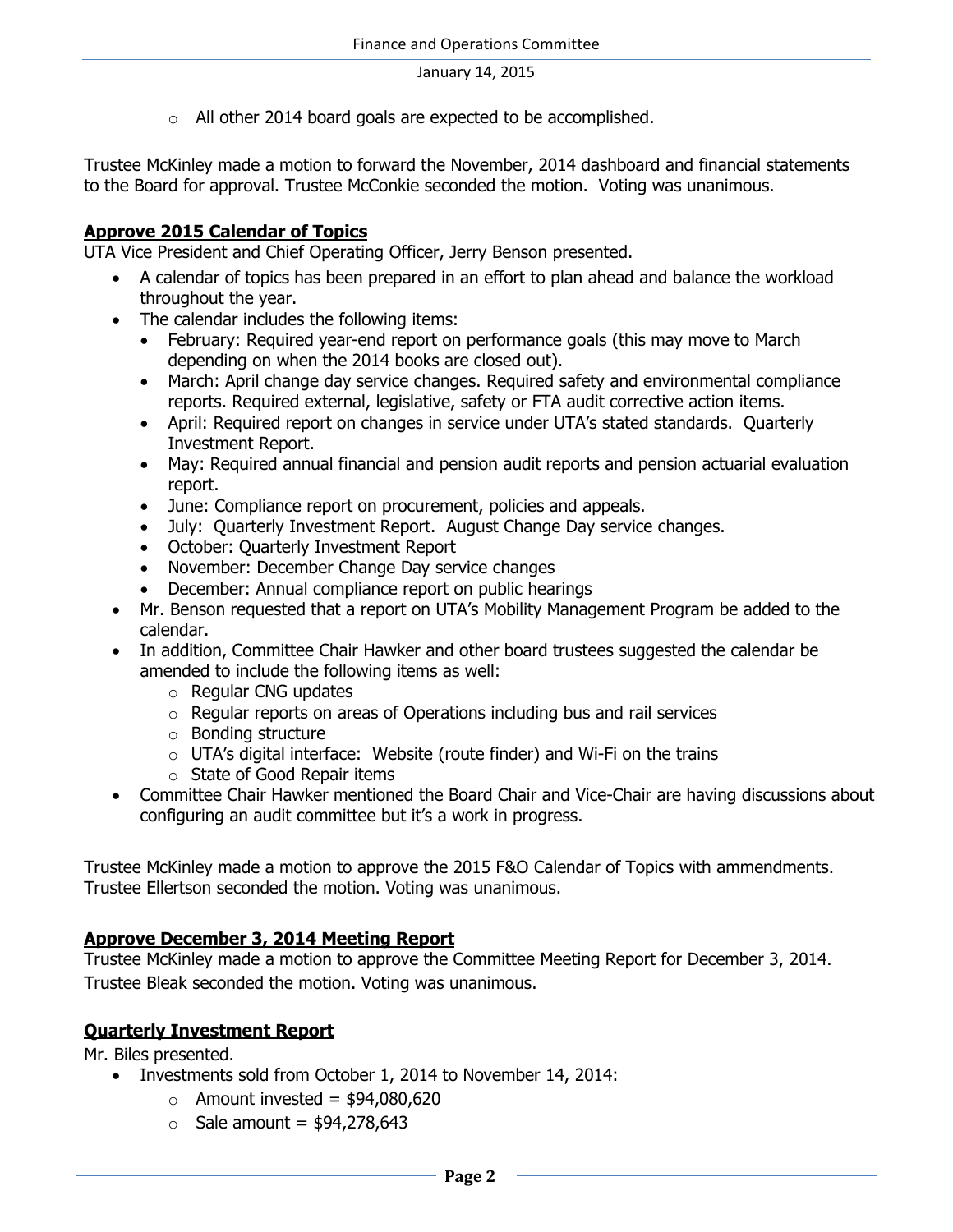- All other 2014 board goals are expected to be accomplished.

Trustee McKinley made a motion to forward the November, 2014 dashboard and financial statements to the Board for approval. Trustee McConkie seconded the motion. Voting was unanimous.

**Approve 2015 Calendar of Topics**

UTA Vice President and Chief Operating Officer, Jerry Benson presented.

- A calendar of topics has been prepared in an effort to plan ahead and balance the workload throughout the year.
- The calendar includes the following items:
  - February: Required year-end report on performance goals (this may move to March depending on when the 2014 books are closed out).
  - March: April change day service changes. Required safety and environmental compliance reports. Required external, legislative, safety or FTA audit corrective action items.
  - April: Required report on changes in service under UTA's stated standards. Quarterly Investment Report.
  - May: Required annual financial and pension audit reports and pension actuarial evaluation report.
  - June: Compliance report on procurement, policies and appeals.
  - July: Quarterly Investment Report. August Change Day service changes.
  - October: Quarterly Investment Report
  - November: December Change Day service changes
  - December: Annual compliance report on public hearings
- Mr. Benson requested that a report on UTA's Mobility Management Program be added to the calendar.
- In addition, Committee Chair Hawker and other board trustees suggested the calendar be amended to include the following items as well:
  - Regular CNG updates
  - Regular reports on areas of Operations including bus and rail services
  - Bonding structure
  - UTA's digital interface: Website (route finder) and Wi-Fi on the trains
  - State of Good Repair items
- Committee Chair Hawker mentioned the Board Chair and Vice-Chair are having discussions about configuring an audit committee but it's a work in progress.

Trustee McKinley made a motion to approve the 2015 F&O Calendar of Topics with ammendments. Trustee Ellertson seconded the motion. Voting was unanimous.

**Approve December 3, 2014 Meeting Report**

Trustee McKinley made a motion to approve the Committee Meeting Report for December 3, 2014. Trustee Bleak seconded the motion. Voting was unanimous.

**Quarterly Investment Report**

Mr. Biles presented.

- Investments sold from October 1, 2014 to November 14, 2014:
  - Amount invested = $94,080,620
  - Sale amount = $94,278,643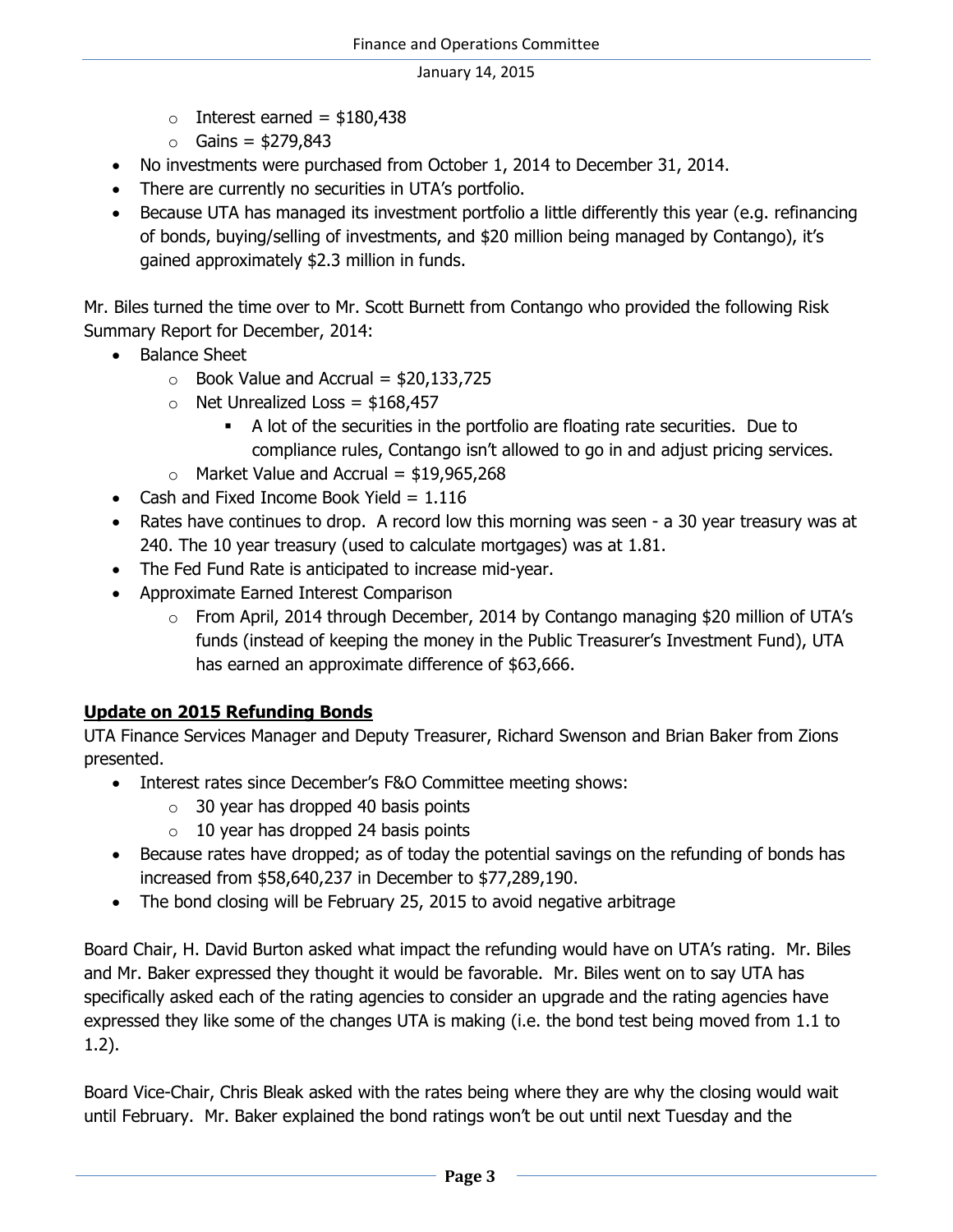- Interest earned = $180,438
  - Gains = $279,843
- No investments were purchased from October 1, 2014 to December 31, 2014.
- There are currently no securities in UTA's portfolio.
- Because UTA has managed its investment portfolio a little differently this year (e.g. refinancing of bonds, buying/selling of investments, and $20 million being managed by Contango), it's gained approximately $2.3 million in funds.

Mr. Biles turned the time over to Mr. Scott Burnett from Contango who provided the following Risk Summary Report for December, 2014:

- Balance Sheet
  - Book Value and Accrual = $20,133,725
  - Net Unrealized Loss = $168,457
    - A lot of the securities in the portfolio are floating rate securities. Due to compliance rules, Contango isn't allowed to go in and adjust pricing services.
  - Market Value and Accrual = $19,965,268
- Cash and Fixed Income Book Yield = 1.116
- Rates have continues to drop. A record low this morning was seen - a 30 year treasury was at 240. The 10 year treasury (used to calculate mortgages) was at 1.81.
- The Fed Fund Rate is anticipated to increase mid-year.
- Approximate Earned Interest Comparison
  - From April, 2014 through December, 2014 by Contango managing $20 million of UTA's funds (instead of keeping the money in the Public Treasurer's Investment Fund), UTA has earned an approximate difference of $63,666.

**Update on 2015 Refunding Bonds**

UTA Finance Services Manager and Deputy Treasurer, Richard Swenson and Brian Baker from Zions presented.

- Interest rates since December's F&O Committee meeting shows:
  - 30 year has dropped 40 basis points
  - 10 year has dropped 24 basis points
- Because rates have dropped; as of today the potential savings on the refunding of bonds has increased from $58,640,237 in December to $77,289,190.
- The bond closing will be February 25, 2015 to avoid negative arbitrage

Board Chair, H. David Burton asked what impact the refunding would have on UTA's rating. Mr. Biles and Mr. Baker expressed they thought it would be favorable. Mr. Biles went on to say UTA has specifically asked each of the rating agencies to consider an upgrade and the rating agencies have expressed they like some of the changes UTA is making (i.e. the bond test being moved from 1.1 to 1.2).

Board Vice-Chair, Chris Bleak asked with the rates being where they are why the closing would wait until February. Mr. Baker explained the bond ratings won't be out until next Tuesday and the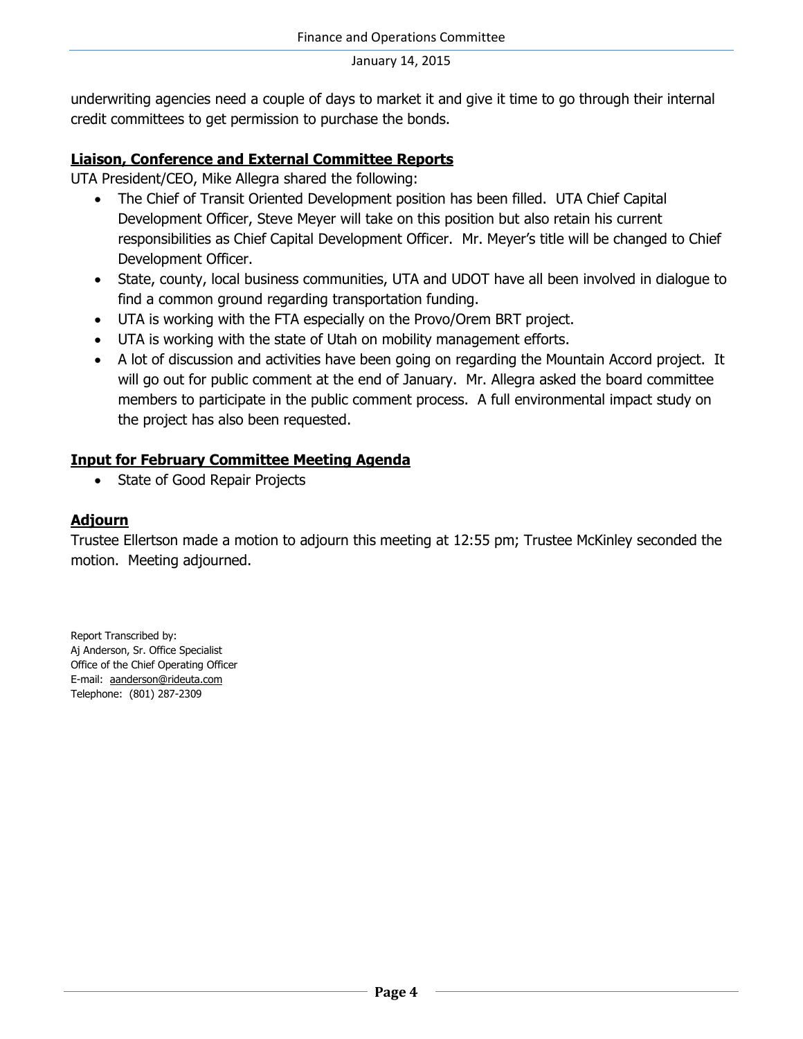underwriting agencies need a couple of days to market it and give it time to go through their internal credit committees to get permission to purchase the bonds.

## Liaison, Conference and External Committee Reports

UTA President/CEO, Mike Allegra shared the following:

- The Chief of Transit Oriented Development position has been filled. UTA Chief Capital Development Officer, Steve Meyer will take on this position but also retain his current responsibilities as Chief Capital Development Officer. Mr. Meyer's title will be changed to Chief Development Officer.
- State, county, local business communities, UTA and UDOT have all been involved in dialogue to find a common ground regarding transportation funding.
- UTA is working with the FTA especially on the Provo/Orem BRT project.
- UTA is working with the state of Utah on mobility management efforts.
- A lot of discussion and activities have been going on regarding the Mountain Accord project. It will go out for public comment at the end of January. Mr. Allegra asked the board committee members to participate in the public comment process. A full environmental impact study on the project has also been requested.

## Input for February Committee Meeting Agenda

- State of Good Repair Projects

## Adjourn

Trustee Ellertson made a motion to adjourn this meeting at 12:55 pm; Trustee McKinley seconded the motion. Meeting adjourned.

Report Transcribed by:
Aj Anderson, Sr. Office Specialist
Office of the Chief Operating Officer
E-mail: aanderson@rideuta.com
Telephone: (801) 287-2309